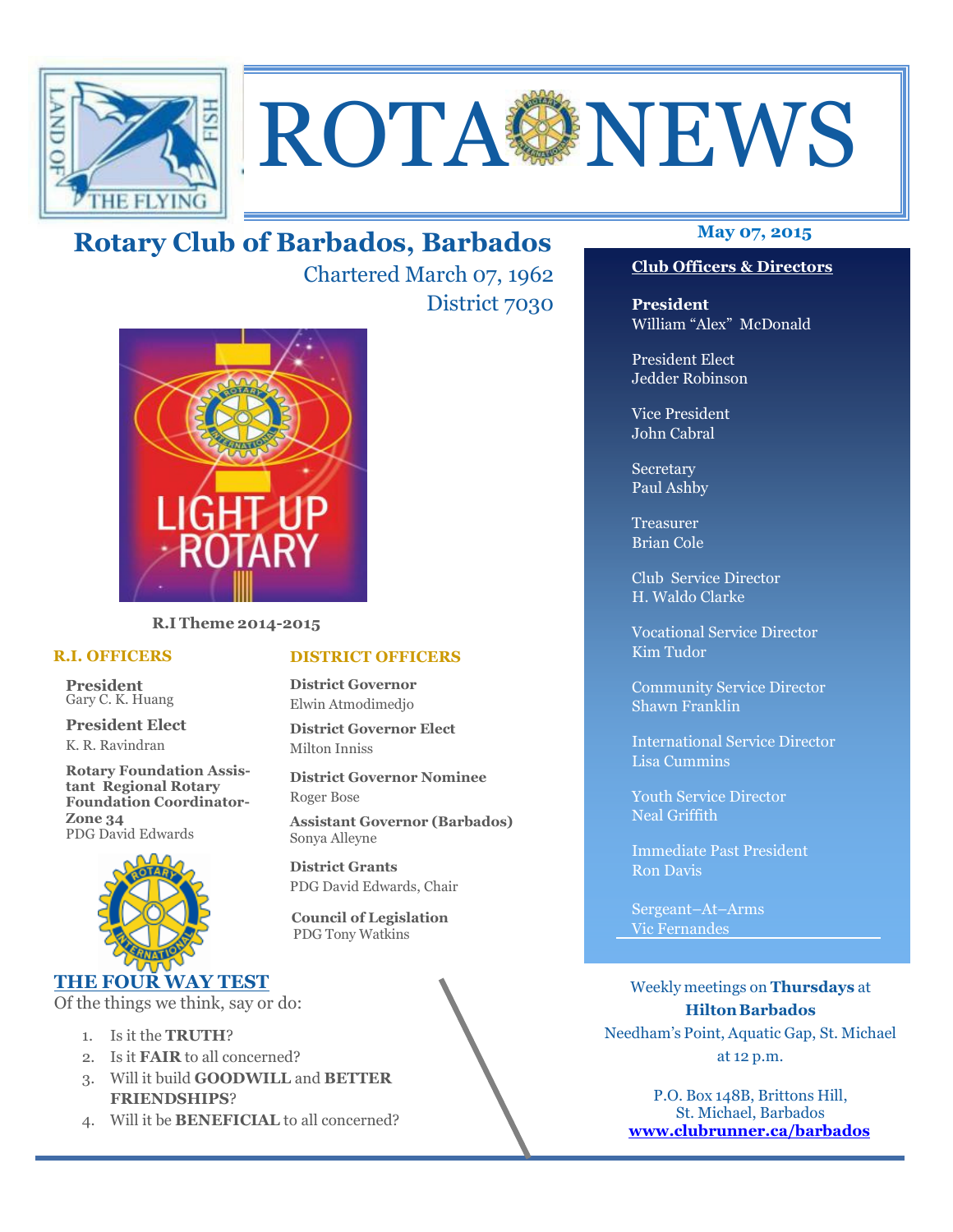# ROTA NEWS

## Rotary Club of Barbados, Barbados

Chartered March 07, 1962

District 7030

May 07, 2015

R.I Theme 2014-2015

### R.I. OFFICERS

**President**
Gary C. K. Huang

**President Elect**
K. R. Ravindran

**Rotary Foundation Assistant Regional Rotary Foundation Coordinator-Zone 34**
PDG David Edwards

### DISTRICT OFFICERS

**District Governor**
Elwin Atmodimedjo

**District Governor Elect**
Milton Inniss

**District Governor Nominee**
Roger Bose

**Assistant Governor (Barbados)**
Sonya Alleyne

**District Grants**
PDG David Edwards, Chair

**Council of Legislation**
PDG Tony Watkins

### THE FOUR WAY TEST

Of the things we think, say or do:

1. Is it the **TRUTH**?
2. Is it **FAIR** to all concerned?
3. Will it build **GOODWILL** and **BETTER FRIENDSHIPS**?
4. Will it be **BENEFICIAL** to all concerned?

### Club Officers & Directors

**President**
William "Alex" McDonald

President Elect
Jedder Robinson

Vice President
John Cabral

Secretary
Paul Ashby

Treasurer
Brian Cole

Club Service Director
H. Waldo Clarke

Vocational Service Director
Kim Tudor

Community Service Director
Shawn Franklin

International Service Director
Lisa Cummins

Youth Service Director
Neal Griffith

Immediate Past President
Ron Davis

Sergeant–At–Arms
Vic Fernandes

Weekly meetings on **Thursdays** at **Hilton Barbados**
Needham's Point, Aquatic Gap, St. Michael
at 12 p.m.

P.O. Box 148B, Brittons Hill,
St. Michael, Barbados
**www.clubrunner.ca/barbados**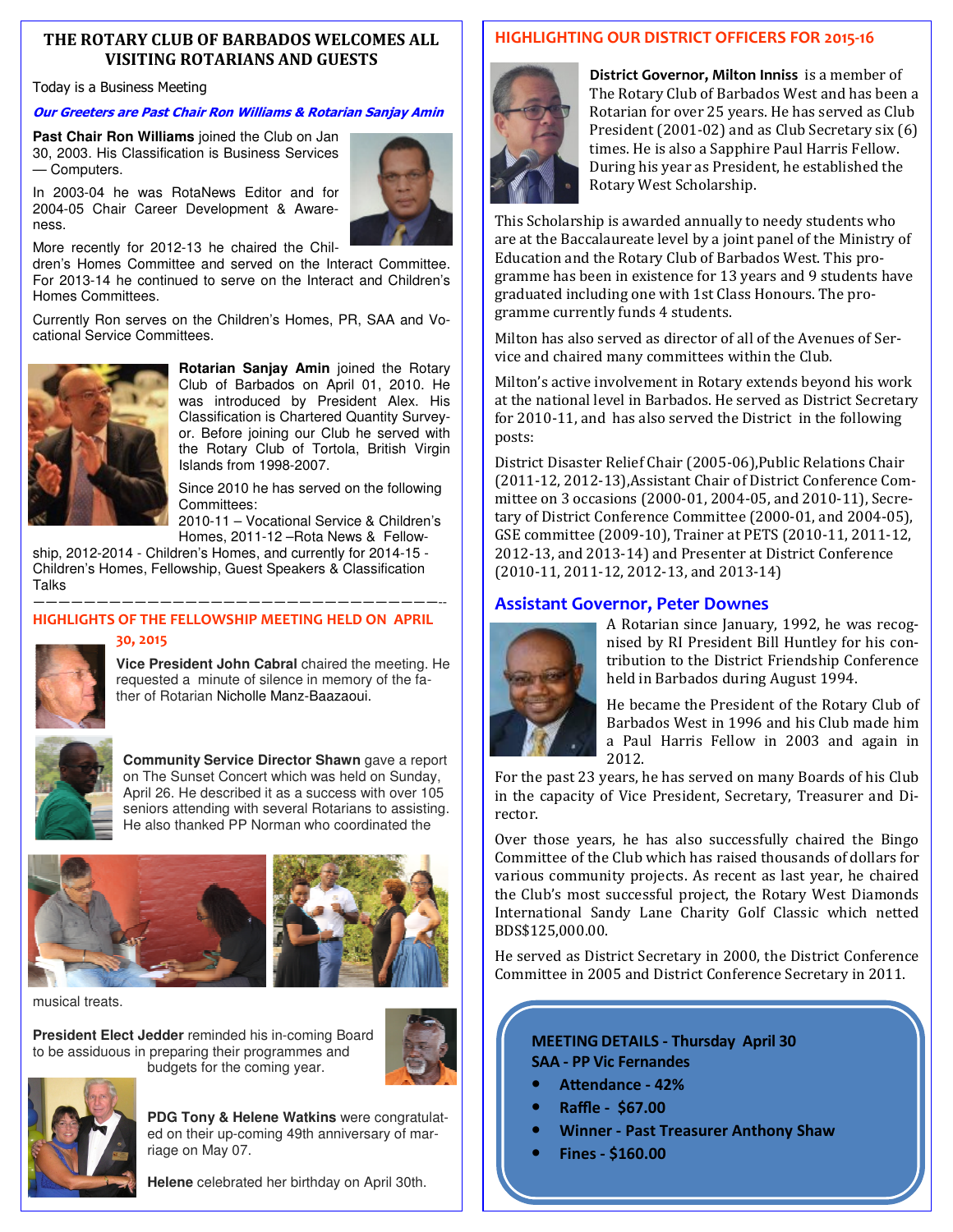## THE ROTARY CLUB OF BARBADOS WELCOMES ALL VISITING ROTARIANS AND GUESTS

Today is a Business Meeting

***Our Greeters are Past Chair Ron Williams & Rotarian Sanjay Amin***

**Past Chair Ron Williams** joined the Club on Jan 30, 2003. His Classification is Business Services — Computers.

In 2003-04 he was RotaNews Editor and for 2004-05 Chair Career Development & Awareness.

More recently for 2012-13 he chaired the Children's Homes Committee and served on the Interact Committee. For 2013-14 he continued to serve on the Interact and Children's Homes Committees.

Currently Ron serves on the Children's Homes, PR, SAA and Vocational Service Committees.

**Rotarian Sanjay Amin** joined the Rotary Club of Barbados on April 01, 2010. He was introduced by President Alex. His Classification is Chartered Quantity Surveyor. Before joining our Club he served with the Rotary Club of Tortola, British Virgin Islands from 1998-2007.

Since 2010 he has served on the following Committees:
2010-11 – Vocational Service & Children's Homes, 2011-12 –Rota News & Fellowship, 2012-2014 - Children's Homes, and currently for 2014-15 - Children's Homes, Fellowship, Guest Speakers & Classification Talks

---

## HIGHLIGHTS OF THE FELLOWSHIP MEETING HELD ON APRIL 30, 2015

**Vice President John Cabral** chaired the meeting. He requested a minute of silence in memory of the father of Rotarian Nicholle Manz-Baazaoui.

**Community Service Director Shawn** gave a report on The Sunset Concert which was held on Sunday, April 26. He described it as a success with over 105 seniors attending with several Rotarians to assisting. He also thanked PP Norman who coordinated the musical treats.

**President Elect Jedder** reminded his in-coming Board to be assiduous in preparing their programmes and budgets for the coming year.

**PDG Tony & Helene Watkins** were congratulated on their up-coming 49th anniversary of marriage on May 07.

**Helene** celebrated her birthday on April 30th.

## HIGHLIGHTING OUR DISTRICT OFFICERS FOR 2015-16

**District Governor, Milton Inniss** is a member of The Rotary Club of Barbados West and has been a Rotarian for over 25 years. He has served as Club President (2001-02) and as Club Secretary six (6) times. He is also a Sapphire Paul Harris Fellow. During his year as President, he established the Rotary West Scholarship.

This Scholarship is awarded annually to needy students who are at the Baccalaureate level by a joint panel of the Ministry of Education and the Rotary Club of Barbados West. This programme has been in existence for 13 years and 9 students have graduated including one with 1st Class Honours. The programme currently funds 4 students.

Milton has also served as director of all of the Avenues of Service and chaired many committees within the Club.

Milton's active involvement in Rotary extends beyond his work at the national level in Barbados. He served as District Secretary for 2010-11, and has also served the District in the following posts:

District Disaster Relief Chair (2005-06),Public Relations Chair (2011-12, 2012-13),Assistant Chair of District Conference Committee on 3 occasions (2000-01, 2004-05, and 2010-11), Secretary of District Conference Committee (2000-01, and 2004-05), GSE committee (2009-10), Trainer at PETS (2010-11, 2011-12, 2012-13, and 2013-14) and Presenter at District Conference (2010-11, 2011-12, 2012-13, and 2013-14)

### Assistant Governor, Peter Downes

A Rotarian since January, 1992, he was recognised by RI President Bill Huntley for his contribution to the District Friendship Conference held in Barbados during August 1994.

He became the President of the Rotary Club of Barbados West in 1996 and his Club made him a Paul Harris Fellow in 2003 and again in 2012.

For the past 23 years, he has served on many Boards of his Club in the capacity of Vice President, Secretary, Treasurer and Director.

Over those years, he has also successfully chaired the Bingo Committee of the Club which has raised thousands of dollars for various community projects. As recent as last year, he chaired the Club's most successful project, the Rotary West Diamonds International Sandy Lane Charity Golf Classic which netted BDS$125,000.00.

He served as District Secretary in 2000, the District Conference Committee in 2005 and District Conference Secretary in 2011.

**MEETING DETAILS - Thursday April 30**
**SAA - PP Vic Fernandes**

- **Attendance - 42%**
- **Raffle - $67.00**
- **Winner - Past Treasurer Anthony Shaw**
- **Fines - $160.00**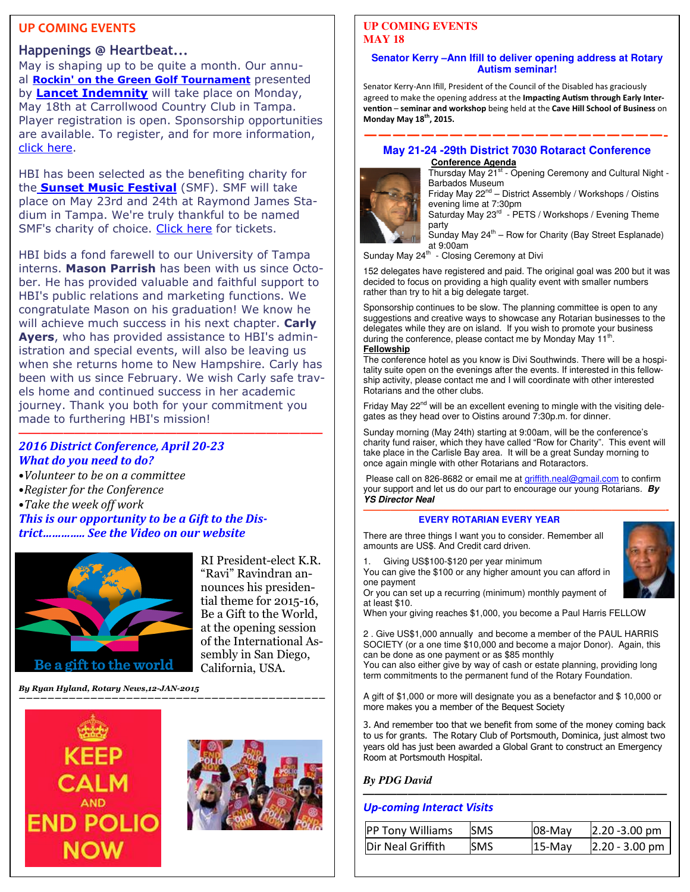## UP COMING EVENTS

### Happenings @ Heartbeat...

May is shaping up to be quite a month. Our annual **Rockin' on the Green Golf Tournament** presented by **Lancet Indemnity** will take place on Monday, May 18th at Carrollwood Country Club in Tampa. Player registration is open. Sponsorship opportunities are available. To register, and for more information, click here.

HBI has been selected as the benefiting charity for the **Sunset Music Festival** (SMF). SMF will take place on May 23rd and 24th at Raymond James Stadium in Tampa. We're truly thankful to be named SMF's charity of choice. Click here for tickets.

HBI bids a fond farewell to our University of Tampa interns. **Mason Parrish** has been with us since October. He has provided valuable and faithful support to HBI's public relations and marketing functions. We congratulate Mason on his graduation! We know he will achieve much success in his next chapter. **Carly Ayers**, who has provided assistance to HBI's administration and special events, will also be leaving us when she returns home to New Hampshire. Carly has been with us since February. We wish Carly safe travels home and continued success in her academic journey. Thank you both for your commitment you made to furthering HBI's mission!

---

***2016 District Conference, April 20-23***

***What do you need to do?***

- *Volunteer to be on a committee*
- *Register for the Conference*
- *Take the week off work*

***This is our opportunity to be a Gift to the District………….. See the Video on our website***

RI President-elect K.R. "Ravi" Ravindran announces his presidential theme for 2015-16, Be a Gift to the World, at the opening session of the International Assembly in San Diego, California, USA.

*By Ryan Hyland, Rotary News,12-JAN-2015*

---

## UP COMING EVENTS
## MAY 18

### Senator Kerry –Ann Ifill to deliver opening address at Rotary Autism seminar!

Senator Kerry-Ann Ifill, President of the Council of the Disabled has graciously agreed to make the opening address at the **Impacting Autism through Early Intervention** – **seminar and workshop** being held at the **Cave Hill School of Business** on **Monday May 18th, 2015.**

---

### May 21-24 -29th District 7030 Rotaract Conference

**Conference Agenda**

Thursday May 21st - Opening Ceremony and Cultural Night - Barbados Museum

Friday May 22nd – District Assembly / Workshops / Oistins evening lime at 7:30pm

Saturday May 23rd - PETS / Workshops / Evening Theme party

Sunday May 24th – Row for Charity (Bay Street Esplanade) at 9:00am

Sunday May 24th - Closing Ceremony at Divi

152 delegates have registered and paid. The original goal was 200 but it was decided to focus on providing a high quality event with smaller numbers rather than try to hit a big delegate target.

Sponsorship continues to be slow. The planning committee is open to any suggestions and creative ways to showcase any Rotarian businesses to the delegates while they are on island. If you wish to promote your business during the conference, please contact me by Monday May 11th.

**Fellowship**

The conference hotel as you know is Divi Southwinds. There will be a hospitality suite open on the evenings after the events. If interested in this fellowship activity, please contact me and I will coordinate with other interested Rotarians and the other clubs.

Friday May 22nd will be an excellent evening to mingle with the visiting delegates as they head over to Oistins around 7:30p.m. for dinner.

Sunday morning (May 24th) starting at 9:00am, will be the conference's charity fund raiser, which they have called "Row for Charity". This event will take place in the Carlisle Bay area. It will be a great Sunday morning to once again mingle with other Rotarians and Rotaractors.

Please call on 826-8682 or email me at griffith.neal@gmail.com to confirm your support and let us do our part to encourage our young Rotarians. ***By YS Director Neal***

---

### EVERY ROTARIAN EVERY YEAR

There are three things I want you to consider. Remember all amounts are US$. And Credit card driven.

1. Giving US$100-$120 per year minimum
You can give the $100 or any higher amount you can afford in one payment
Or you can set up a recurring (minimum) monthly payment of at least $10.
When your giving reaches $1,000, you become a Paul Harris FELLOW

2. Give US$1,000 annually and become a member of the PAUL HARRIS SOCIETY (or a one time $10,000 and become a major Donor). Again, this can be done as one payment or as $85 monthly
You can also either give by way of cash or estate planning, providing long term commitments to the permanent fund of the Rotary Foundation.

A gift of $1,000 or more will designate you as a benefactor and $ 10,000 or more makes you a member of the Bequest Society

3. And remember too that we benefit from some of the money coming back to us for grants. The Rotary Club of Portsmouth, Dominica, just almost two years old has just been awarded a Global Grant to construct an Emergency Room at Portsmouth Hospital.

***By PDG David***

---

### *Up-coming Interact Visits*

| | | | |
|---|---|---|---|
| PP Tony Williams | SMS | 08-May | 2.20 -3.00 pm |
| Dir Neal Griffith | SMS | 15-May | 2.20 - 3.00 pm |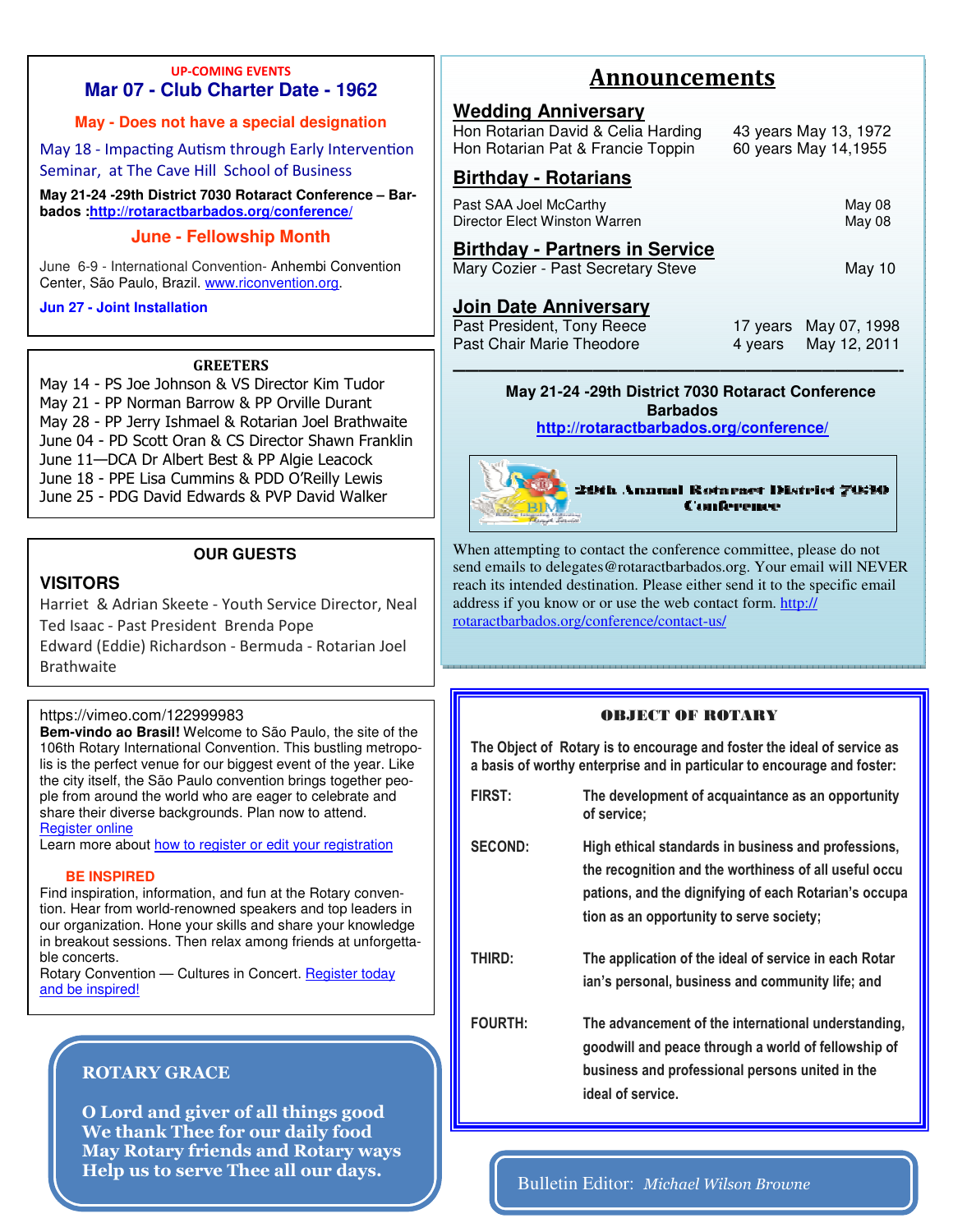**UP-COMING EVENTS**

**Mar 07 - Club Charter Date - 1962**

**May - Does not have a special designation**

May 18 - Impacting Autism through Early Intervention Seminar, at The Cave Hill School of Business

**May 21-24 -29th District 7030 Rotaract Conference – Barbados :http://rotaractbarbados.org/conference/**

**June - Fellowship Month**

June 6-9 - International Convention- Anhembi Convention Center, São Paulo, Brazil. www.riconvention.org.

**Jun 27 - Joint Installation**

**GREETERS**

May 14 - PS Joe Johnson & VS Director Kim Tudor
May 21 - PP Norman Barrow & PP Orville Durant
May 28 - PP Jerry Ishmael & Rotarian Joel Brathwaite
June 04 - PD Scott Oran & CS Director Shawn Franklin
June 11—DCA Dr Albert Best & PP Algie Leacock
June 18 - PPE Lisa Cummins & PDD O'Reilly Lewis
June 25 - PDG David Edwards & PVP David Walker

**OUR GUESTS**

**VISITORS**

Harriet & Adrian Skeete - Youth Service Director, Neal Ted Isaac - Past President Brenda Pope
Edward (Eddie) Richardson - Bermuda - Rotarian Joel Brathwaite

https://vimeo.com/122999983

**Bem-vindo ao Brasil!** Welcome to São Paulo, the site of the 106th Rotary International Convention. This bustling metropolis is the perfect venue for our biggest event of the year. Like the city itself, the São Paulo convention brings together people from around the world who are eager to celebrate and share their diverse backgrounds. Plan now to attend.
Register online
Learn more about how to register or edit your registration

**BE INSPIRED**

Find inspiration, information, and fun at the Rotary convention. Hear from world-renowned speakers and top leaders in our organization. Hone your skills and share your knowledge in breakout sessions. Then relax among friends at unforgettable concerts.
Rotary Convention — Cultures in Concert. Register today and be inspired!

**ROTARY GRACE**

**O Lord and giver of all things good**
**We thank Thee for our daily food**
**May Rotary friends and Rotary ways**
**Help us to serve Thee all our days.**

# Announcements

## Wedding Anniversary

| | |
|---|---|
| Hon Rotarian David & Celia Harding | 43 years May 13, 1972 |
| Hon Rotarian Pat & Francie Toppin | 60 years May 14,1955 |

## Birthday - Rotarians

| | |
|---|---|
| Past SAA Joel McCarthy | May 08 |
| Director Elect Winston Warren | May 08 |

## Birthday - Partners in Service

| | |
|---|---|
| Mary Cozier - Past Secretary Steve | May 10 |

## Join Date Anniversary

| | | |
|---|---|---|
| Past President, Tony Reece | 17 years | May 07, 1998 |
| Past Chair Marie Theodore | 4 years | May 12, 2011 |

**May 21-24 -29th District 7030 Rotaract Conference Barbados**
**http://rotaractbarbados.org/conference/**

29th Annual Rotaract District 7030 Conference

When attempting to contact the conference committee, please do not send emails to delegates@rotaractbarbados.org. Your email will NEVER reach its intended destination. Please either send it to the specific email address if you know or or use the web contact form. http://rotaractbarbados.org/conference/contact-us/

**OBJECT OF ROTARY**

**The Object of Rotary is to encourage and foster the ideal of service as a basis of worthy enterprise and in particular to encourage and foster:**

**FIRST:** The development of acquaintance as an opportunity of service;

**SECOND:** High ethical standards in business and professions, the recognition and the worthiness of all useful occupations, and the dignifying of each Rotarian's occupation as an opportunity to serve society;

**THIRD:** The application of the ideal of service in each Rotarian's personal, business and community life; and

**FOURTH:** The advancement of the international understanding, goodwill and peace through a world of fellowship of business and professional persons united in the ideal of service.

Bulletin Editor: *Michael Wilson Browne*